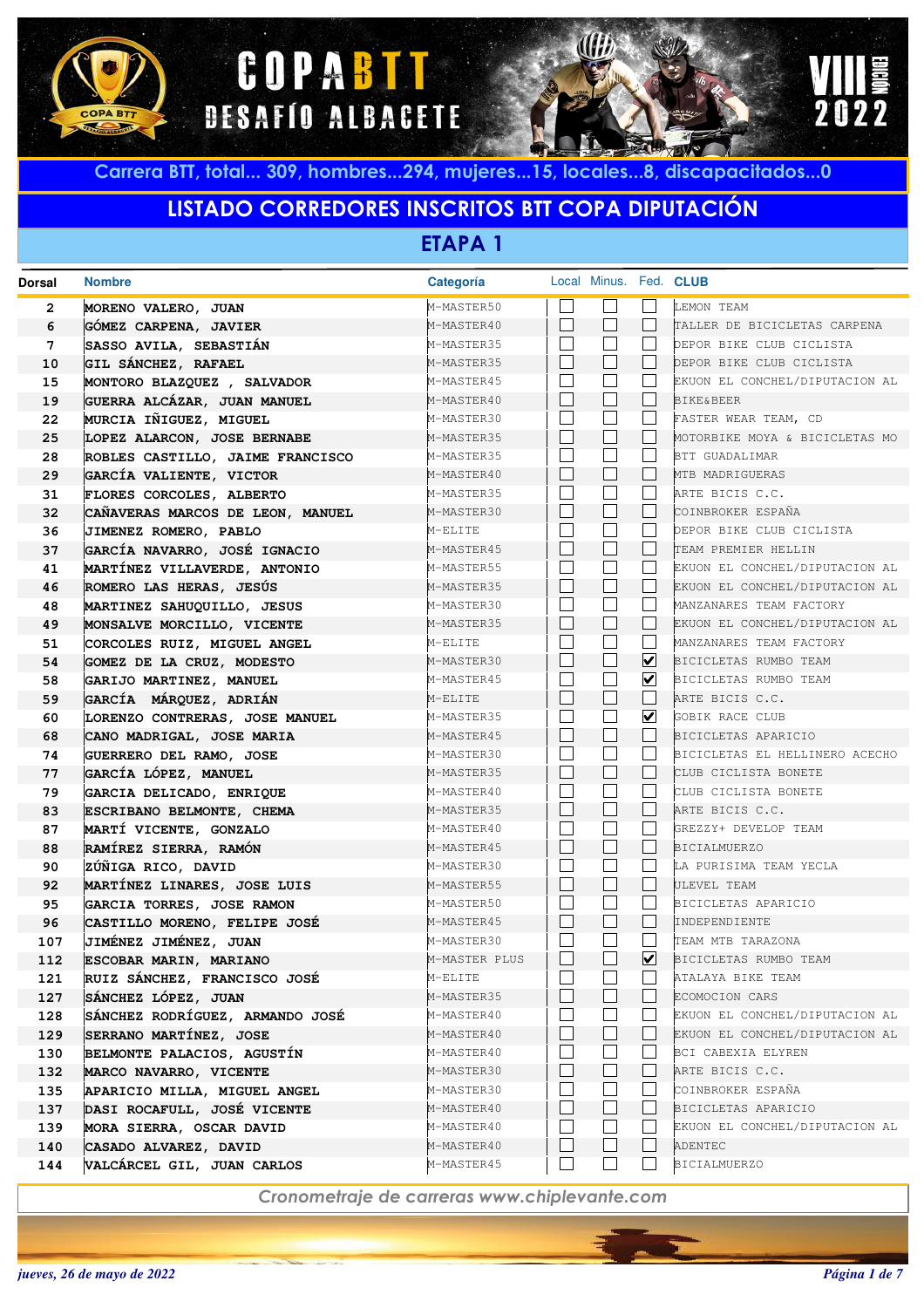# COPA BTT DESAFÍO ALBACETE

VIII EDICIÓN 2022

**Carrera BTT, total... 309, hombres...294, mujeres...15, locales...8, discapacitados...0**

## LISTADO CORREDORES INSCRITOS BTT COPA DIPUTACIÓN

### ETAPA 1

| Dorsal | Nombre | Categoría | Local | Minus. | Fed. | CLUB |
|---|---|---|---|---|---|---|
| 2 | MORENO VALERO, JUAN | M-MASTER50 | ☐ | ☐ | ☐ | LEMON TEAM |
| 6 | GÓMEZ CARPENA, JAVIER | M-MASTER40 | ☐ | ☐ | ☐ | TALLER DE BICICLETAS CARPENA |
| 7 | SASSO AVILA, SEBASTIÁN | M-MASTER35 | ☐ | ☐ | ☐ | DEPOR BIKE CLUB CICLISTA |
| 10 | GIL SÁNCHEZ, RAFAEL | M-MASTER35 | ☐ | ☐ | ☐ | DEPOR BIKE CLUB CICLISTA |
| 15 | MONTORO BLAZQUEZ , SALVADOR | M-MASTER45 | ☐ | ☐ | ☐ | EKUON EL CONCHEL/DIPUTACION AL |
| 19 | GUERRA ALCÁZAR, JUAN MANUEL | M-MASTER40 | ☐ | ☐ | ☐ | BIKE&BEER |
| 22 | MURCIA IÑIGUEZ, MIGUEL | M-MASTER30 | ☐ | ☐ | ☐ | FASTER WEAR TEAM, CD |
| 25 | LOPEZ ALARCON, JOSE BERNABE | M-MASTER35 | ☐ | ☐ | ☐ | MOTORBIKE MOYA & BICICLETAS MO |
| 28 | ROBLES CASTILLO, JAIME FRANCISCO | M-MASTER35 | ☐ | ☐ | ☐ | BTT GUADALIMAR |
| 29 | GARCÍA VALIENTE, VICTOR | M-MASTER40 | ☐ | ☐ | ☐ | MTB MADRIGUERAS |
| 31 | FLORES CORCOLES, ALBERTO | M-MASTER35 | ☐ | ☐ | ☐ | ARTE BICIS C.C. |
| 32 | CAÑAVERAS MARCOS DE LEON, MANUEL | M-MASTER30 | ☐ | ☐ | ☐ | COINBROKER ESPAÑA |
| 36 | JIMENEZ ROMERO, PABLO | M-ELITE | ☐ | ☐ | ☐ | DEPOR BIKE CLUB CICLISTA |
| 37 | GARCÍA NAVARRO, JOSÉ IGNACIO | M-MASTER45 | ☐ | ☐ | ☐ | TEAM PREMIER HELLIN |
| 41 | MARTÍNEZ VILLAVERDE, ANTONIO | M-MASTER55 | ☐ | ☐ | ☐ | EKUON EL CONCHEL/DIPUTACION AL |
| 46 | ROMERO LAS HERAS, JESÚS | M-MASTER35 | ☐ | ☐ | ☐ | EKUON EL CONCHEL/DIPUTACION AL |
| 48 | MARTINEZ SAHUQUILLO, JESUS | M-MASTER30 | ☐ | ☐ | ☐ | MANZANARES TEAM FACTORY |
| 49 | MONSALVE MORCILLO, VICENTE | M-MASTER35 | ☐ | ☐ | ☐ | EKUON EL CONCHEL/DIPUTACION AL |
| 51 | CORCOLES RUIZ, MIGUEL ANGEL | M-ELITE | ☐ | ☐ | ☐ | MANZANARES TEAM FACTORY |
| 54 | GOMEZ DE LA CRUZ, MODESTO | M-MASTER30 | ☐ | ☐ | ☑ | BICICLETAS RUMBO TEAM |
| 58 | GARIJO MARTINEZ, MANUEL | M-MASTER45 | ☐ | ☐ | ☑ | BICICLETAS RUMBO TEAM |
| 59 | GARCÍA MÁRQUEZ, ADRIÁN | M-ELITE | ☐ | ☐ | ☐ | ARTE BICIS C.C. |
| 60 | LORENZO CONTRERAS, JOSE MANUEL | M-MASTER35 | ☐ | ☐ | ☑ | GOBIK RACE CLUB |
| 68 | CANO MADRIGAL, JOSE MARIA | M-MASTER45 | ☐ | ☐ | ☐ | BICICLETAS APARICIO |
| 74 | GUERRERO DEL RAMO, JOSE | M-MASTER30 | ☐ | ☐ | ☐ | BICICLETAS EL HELLINERO ACECHO |
| 77 | GARCÍA LÓPEZ, MANUEL | M-MASTER35 | ☐ | ☐ | ☐ | CLUB CICLISTA BONETE |
| 79 | GARCIA DELICADO, ENRIQUE | M-MASTER40 | ☐ | ☐ | ☐ | CLUB CICLISTA BONETE |
| 83 | ESCRIBANO BELMONTE, CHEMA | M-MASTER35 | ☐ | ☐ | ☐ | ARTE BICIS C.C. |
| 87 | MARTÍ VICENTE, GONZALO | M-MASTER40 | ☐ | ☐ | ☐ | GREZZY+ DEVELOP TEAM |
| 88 | RAMÍREZ SIERRA, RAMÓN | M-MASTER45 | ☐ | ☐ | ☐ | BICIALMUERZO |
| 90 | ZÚÑIGA RICO, DAVID | M-MASTER30 | ☐ | ☐ | ☐ | LA PURISIMA TEAM YECLA |
| 92 | MARTÍNEZ LINARES, JOSE LUIS | M-MASTER55 | ☐ | ☐ | ☐ | ULEVEL TEAM |
| 95 | GARCIA TORRES, JOSE RAMON | M-MASTER50 | ☐ | ☐ | ☐ | BICICLETAS APARICIO |
| 96 | CASTILLO MORENO, FELIPE JOSÉ | M-MASTER45 | ☐ | ☐ | ☐ | INDEPENDIENTE |
| 107 | JIMÉNEZ JIMÉNEZ, JUAN | M-MASTER30 | ☐ | ☐ | ☐ | TEAM MTB TARAZONA |
| 112 | ESCOBAR MARIN, MARIANO | M-MASTER PLUS | ☐ | ☐ | ☑ | BICICLETAS RUMBO TEAM |
| 121 | RUIZ SÁNCHEZ, FRANCISCO JOSÉ | M-ELITE | ☐ | ☐ | ☐ | ATALAYA BIKE TEAM |
| 127 | SÁNCHEZ LÓPEZ, JUAN | M-MASTER35 | ☐ | ☐ | ☐ | ECOMOCION CARS |
| 128 | SÁNCHEZ RODRÍGUEZ, ARMANDO JOSÉ | M-MASTER40 | ☐ | ☐ | ☐ | EKUON EL CONCHEL/DIPUTACION AL |
| 129 | SERRANO MARTÍNEZ, JOSE | M-MASTER40 | ☐ | ☐ | ☐ | EKUON EL CONCHEL/DIPUTACION AL |
| 130 | BELMONTE PALACIOS, AGUSTÍN | M-MASTER40 | ☐ | ☐ | ☐ | BCI CABEXIA ELYREN |
| 132 | MARCO NAVARRO, VICENTE | M-MASTER30 | ☐ | ☐ | ☐ | ARTE BICIS C.C. |
| 135 | APARICIO MILLA, MIGUEL ANGEL | M-MASTER30 | ☐ | ☐ | ☐ | COINBROKER ESPAÑA |
| 137 | DASI ROCAFULL, JOSÉ VICENTE | M-MASTER40 | ☐ | ☐ | ☐ | BICICLETAS APARICIO |
| 139 | MORA SIERRA, OSCAR DAVID | M-MASTER40 | ☐ | ☐ | ☐ | EKUON EL CONCHEL/DIPUTACION AL |
| 140 | CASADO ALVAREZ, DAVID | M-MASTER40 | ☐ | ☐ | ☐ | ADENTEC |
| 144 | VALCÁRCEL GIL, JUAN CARLOS | M-MASTER45 | ☐ | ☐ | ☐ | BICIALMUERZO |

*Cronometraje de carreras www.chiplevante.com*

*jueves, 26 de mayo de 2022*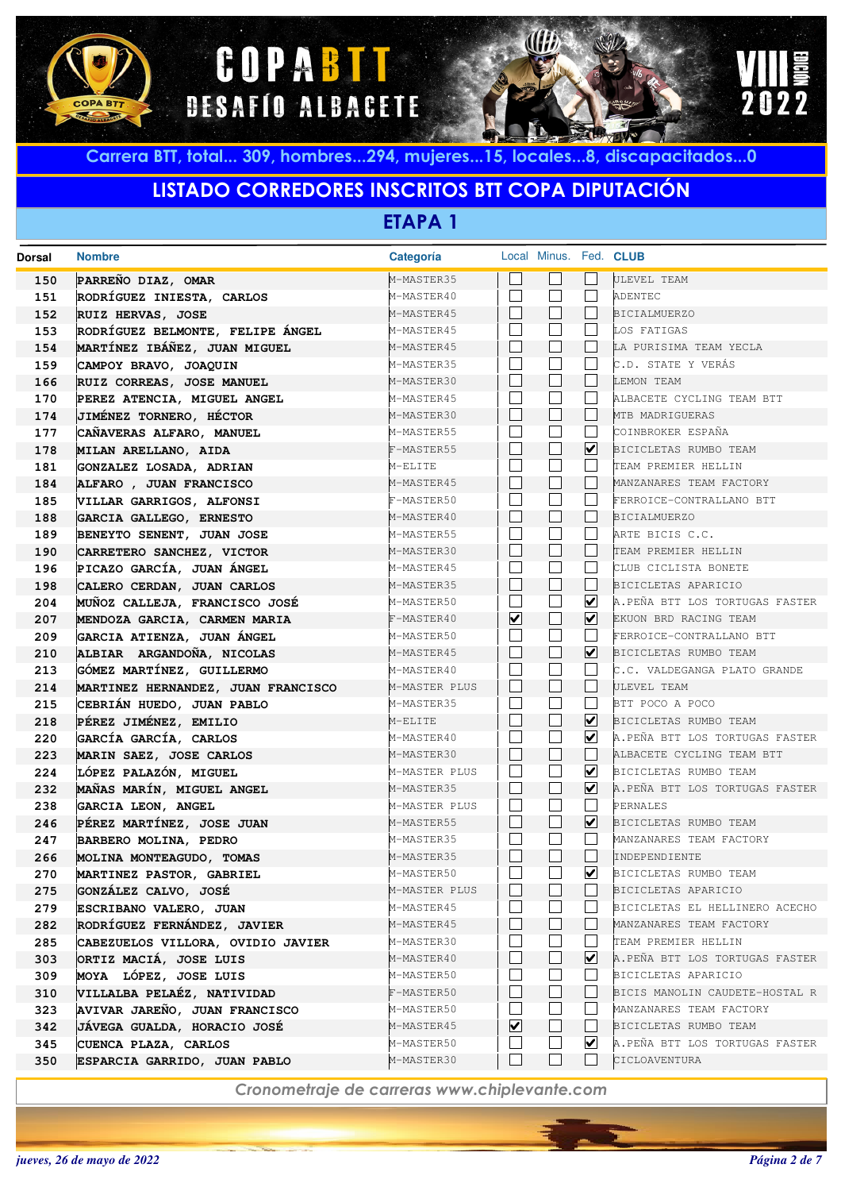# COPA BTT DESAFÍO ALBACETE

VIII EDICIÓN 2022

Carrera BTT, total... 309, hombres...294, mujeres...15, locales...8, discapacitados...0

## LISTADO CORREDORES INSCRITOS BTT COPA DIPUTACIÓN

### ETAPA 1

| Dorsal | Nombre | Categoría | Local | Minus. | Fed. | CLUB |
|---|---|---|---|---|---|---|
| 150 | PARREÑO DIAZ, OMAR | M-MASTER35 | ☐ | ☐ | ☐ | ULEVEL TEAM |
| 151 | RODRÍGUEZ INIESTA, CARLOS | M-MASTER40 | ☐ | ☐ | ☐ | ADENTEC |
| 152 | RUIZ HERVAS, JOSE | M-MASTER45 | ☐ | ☐ | ☐ | BICIALMUERZO |
| 153 | RODRÍGUEZ BELMONTE, FELIPE ÁNGEL | M-MASTER45 | ☐ | ☐ | ☐ | LOS FATIGAS |
| 154 | MARTÍNEZ IBÁÑEZ, JUAN MIGUEL | M-MASTER45 | ☐ | ☐ | ☐ | LA PURISIMA TEAM YECLA |
| 159 | CAMPOY BRAVO, JOAQUIN | M-MASTER35 | ☐ | ☐ | ☐ | C.D. STATE Y VERÁS |
| 166 | RUIZ CORREAS, JOSE MANUEL | M-MASTER30 | ☐ | ☐ | ☐ | LEMON TEAM |
| 170 | PEREZ ATENCIA, MIGUEL ANGEL | M-MASTER45 | ☐ | ☐ | ☐ | ALBACETE CYCLING TEAM BTT |
| 174 | JIMÉNEZ TORNERO, HÉCTOR | M-MASTER30 | ☐ | ☐ | ☐ | MTB MADRIGUERAS |
| 177 | CAÑAVERAS ALFARO, MANUEL | M-MASTER55 | ☐ | ☐ | ☐ | COINBROKER ESPAÑA |
| 178 | MILAN ARELLANO, AIDA | F-MASTER55 | ☐ | ☐ | ☑ | BICICLETAS RUMBO TEAM |
| 181 | GONZALEZ LOSADA, ADRIAN | M-ELITE | ☐ | ☐ | ☐ | TEAM PREMIER HELLIN |
| 184 | ALFARO , JUAN FRANCISCO | M-MASTER45 | ☐ | ☐ | ☐ | MANZANARES TEAM FACTORY |
| 185 | VILLAR GARRIGOS, ALFONSI | F-MASTER50 | ☐ | ☐ | ☐ | FERROICE-CONTRALLANO BTT |
| 188 | GARCIA GALLEGO, ERNESTO | M-MASTER40 | ☐ | ☐ | ☐ | BICIALMUERZO |
| 189 | BENEYTO SENENT, JUAN JOSE | M-MASTER55 | ☐ | ☐ | ☐ | ARTE BICIS C.C. |
| 190 | CARRETERO SANCHEZ, VICTOR | M-MASTER30 | ☐ | ☐ | ☐ | TEAM PREMIER HELLIN |
| 196 | PICAZO GARCÍA, JUAN ÁNGEL | M-MASTER45 | ☐ | ☐ | ☐ | CLUB CICLISTA BONETE |
| 198 | CALERO CERDAN, JUAN CARLOS | M-MASTER35 | ☐ | ☐ | ☐ | BICICLETAS APARICIO |
| 204 | MUÑOZ CALLEJA, FRANCISCO JOSÉ | M-MASTER50 | ☐ | ☐ | ☑ | A.PEÑA BTT LOS TORTUGAS FASTER |
| 207 | MENDOZA GARCIA, CARMEN MARIA | F-MASTER40 | ☑ | ☐ | ☑ | EKUON BRD RACING TEAM |
| 209 | GARCIA ATIENZA, JUAN ÁNGEL | M-MASTER50 | ☐ | ☐ | ☐ | FERROICE-CONTRALLANO BTT |
| 210 | ALBIAR ARGANDOÑA, NICOLAS | M-MASTER45 | ☐ | ☐ | ☑ | BICICLETAS RUMBO TEAM |
| 213 | GÓMEZ MARTÍNEZ, GUILLERMO | M-MASTER40 | ☐ | ☐ | ☐ | C.C. VALDEGANGA PLATO GRANDE |
| 214 | MARTINEZ HERNANDEZ, JUAN FRANCISCO | M-MASTER PLUS | ☐ | ☐ | ☐ | ULEVEL TEAM |
| 215 | CEBRIÁN HUEDO, JUAN PABLO | M-MASTER35 | ☐ | ☐ | ☐ | BTT POCO A POCO |
| 218 | PÉREZ JIMÉNEZ, EMILIO | M-ELITE | ☐ | ☐ | ☑ | BICICLETAS RUMBO TEAM |
| 220 | GARCÍA GARCÍA, CARLOS | M-MASTER40 | ☐ | ☐ | ☑ | A.PEÑA BTT LOS TORTUGAS FASTER |
| 223 | MARIN SAEZ, JOSE CARLOS | M-MASTER30 | ☐ | ☐ | ☐ | ALBACETE CYCLING TEAM BTT |
| 224 | LÓPEZ PALAZÓN, MIGUEL | M-MASTER PLUS | ☐ | ☐ | ☑ | BICICLETAS RUMBO TEAM |
| 232 | MAÑAS MARÍN, MIGUEL ANGEL | M-MASTER35 | ☐ | ☐ | ☑ | A.PEÑA BTT LOS TORTUGAS FASTER |
| 238 | GARCIA LEON, ANGEL | M-MASTER PLUS | ☐ | ☐ | ☐ | PERNALES |
| 246 | PÉREZ MARTÍNEZ, JOSE JUAN | M-MASTER55 | ☐ | ☐ | ☑ | BICICLETAS RUMBO TEAM |
| 247 | BARBERO MOLINA, PEDRO | M-MASTER35 | ☐ | ☐ | ☐ | MANZANARES TEAM FACTORY |
| 266 | MOLINA MONTEAGUDO, TOMAS | M-MASTER35 | ☐ | ☐ | ☐ | INDEPENDIENTE |
| 270 | MARTINEZ PASTOR, GABRIEL | M-MASTER50 | ☐ | ☐ | ☑ | BICICLETAS RUMBO TEAM |
| 275 | GONZÁLEZ CALVO, JOSÉ | M-MASTER PLUS | ☐ | ☐ | ☐ | BICICLETAS APARICIO |
| 279 | ESCRIBANO VALERO, JUAN | M-MASTER45 | ☐ | ☐ | ☐ | BICICLETAS EL HELLINERO ACECHO |
| 282 | RODRÍGUEZ FERNÁNDEZ, JAVIER | M-MASTER45 | ☐ | ☐ | ☐ | MANZANARES TEAM FACTORY |
| 285 | CABEZUELOS VILLORA, OVIDIO JAVIER | M-MASTER30 | ☐ | ☐ | ☐ | TEAM PREMIER HELLIN |
| 303 | ORTIZ MACIÁ, JOSE LUIS | M-MASTER40 | ☐ | ☐ | ☑ | A.PEÑA BTT LOS TORTUGAS FASTER |
| 309 | MOYA LÓPEZ, JOSE LUIS | M-MASTER50 | ☐ | ☐ | ☐ | BICICLETAS APARICIO |
| 310 | VILLALBA PELAÉZ, NATIVIDAD | F-MASTER50 | ☐ | ☐ | ☐ | BICIS MANOLIN CAUDETE-HOSTAL R |
| 323 | AVIVAR JAREÑO, JUAN FRANCISCO | M-MASTER50 | ☐ | ☐ | ☐ | MANZANARES TEAM FACTORY |
| 342 | JÁVEGA GUALDA, HORACIO JOSÉ | M-MASTER45 | ☑ | ☐ | ☐ | BICICLETAS RUMBO TEAM |
| 345 | CUENCA PLAZA, CARLOS | M-MASTER50 | ☐ | ☐ | ☑ | A.PEÑA BTT LOS TORTUGAS FASTER |
| 350 | ESPARCIA GARRIDO, JUAN PABLO | M-MASTER30 | ☐ | ☐ | ☐ | CICLOAVENTURA |

*Cronometraje de carreras www.chiplevante.com*

*jueves, 26 de mayo de 2022*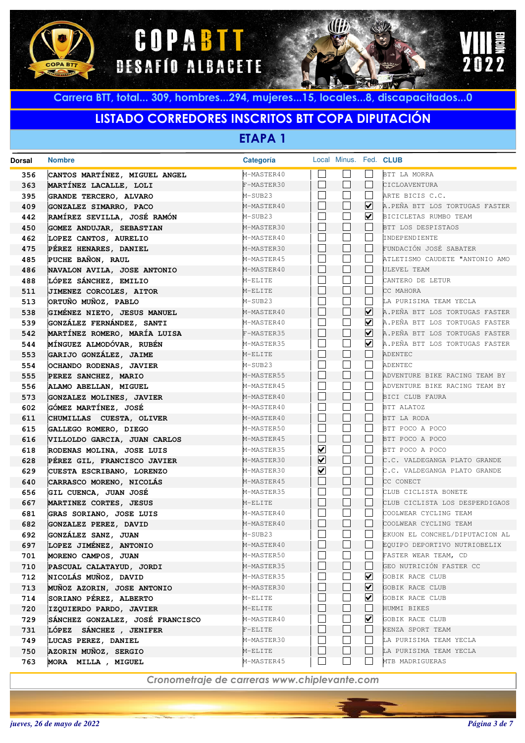# COPA BTT DESAFÍO ALBACETE

VIII EDICIÓN 2022

**Carrera BTT, total... 309, hombres...294, mujeres...15, locales...8, discapacitados...0**

## LISTADO CORREDORES INSCRITOS BTT COPA DIPUTACIÓN

### ETAPA 1

| Dorsal | Nombre | Categoría | Local | Minus. | Fed. | CLUB |
|---|---|---|---|---|---|---|
| 356 | CANTOS MARTÍNEZ, MIGUEL ANGEL | M-MASTER40 | ☐ | ☐ | ☐ | BTT LA MORRA |
| 363 | MARTÍNEZ LACALLE, LOLI | F-MASTER30 | ☐ | ☐ | ☐ | CICLOAVENTURA |
| 395 | GRANDE TERCERO, ALVARO | M-SUB23 | ☐ | ☐ | ☐ | ARTE BICIS C.C. |
| 409 | GONZALEZ SIMARRO, PACO | M-MASTER40 | ☐ | ☐ | ☑ | A.PEÑA BTT LOS TORTUGAS FASTER |
| 442 | RAMÍREZ SEVILLA, JOSÉ RAMÓN | M-SUB23 | ☐ | ☐ | ☑ | BICICLETAS RUMBO TEAM |
| 450 | GOMEZ ANDUJAR, SEBASTIAN | M-MASTER30 | ☐ | ☐ | ☐ | BTT LOS DESPISTAOS |
| 462 | LOPEZ CANTOS, AURELIO | M-MASTER40 | ☐ | ☐ | ☐ | INDEPENDIENTE |
| 475 | PÉREZ HENARES, DANIEL | M-MASTER30 | ☐ | ☐ | ☐ | FUNDACIÓN JOSÉ SABATER |
| 485 | PUCHE BAÑON, RAUL | M-MASTER45 | ☐ | ☐ | ☐ | ATLETISMO CAUDETE "ANTONIO AMO |
| 486 | NAVALON AVILA, JOSE ANTONIO | M-MASTER40 | ☐ | ☐ | ☐ | ULEVEL TEAM |
| 488 | LÓPEZ SÁNCHEZ, EMILIO | M-ELITE | ☐ | ☐ | ☐ | CANTERO DE LETUR |
| 511 | JIMENEZ CORCOLES, AITOR | M-ELITE | ☐ | ☐ | ☐ | CC MAHORA |
| 513 | ORTUÑO MUÑOZ, PABLO | M-SUB23 | ☐ | ☐ | ☐ | LA PURISIMA TEAM YECLA |
| 538 | GIMÉNEZ NIETO, JESUS MANUEL | M-MASTER40 | ☐ | ☐ | ☑ | A.PEÑA BTT LOS TORTUGAS FASTER |
| 539 | GONZÁLEZ FERNÁNDEZ, SANTI | M-MASTER40 | ☐ | ☐ | ☑ | A.PEÑA BTT LOS TORTUGAS FASTER |
| 542 | MARTÍNEZ ROMERO, MARÍA LUISA | F-MASTER35 | ☐ | ☐ | ☑ | A.PEÑA BTT LOS TORTUGAS FASTER |
| 544 | MÍNGUEZ ALMODÓVAR, RUBÉN | M-MASTER35 | ☐ | ☐ | ☑ | A.PEÑA BTT LOS TORTUGAS FASTER |
| 553 | GARIJO GONZÁLEZ, JAIME | M-ELITE | ☐ | ☐ | ☐ | ADENTEC |
| 554 | OCHANDO RODENAS, JAVIER | M-SUB23 | ☐ | ☐ | ☐ | ADENTEC |
| 555 | PEREZ SANCHEZ, MARIO | M-MASTER55 | ☐ | ☐ | ☐ | ADVENTURE BIKE RACING TEAM BY |
| 556 | ALAMO ABELLAN, MIGUEL | M-MASTER45 | ☐ | ☐ | ☐ | ADVENTURE BIKE RACING TEAM BY |
| 573 | GONZALEZ MOLINES, JAVIER | M-MASTER40 | ☐ | ☐ | ☐ | BICI CLUB FAURA |
| 602 | GÓMEZ MARTÍNEZ, JOSÉ | M-MASTER40 | ☐ | ☐ | ☐ | BTT ALATOZ |
| 611 | CHUMILLAS CUESTA, OLIVER | M-MASTER40 | ☐ | ☐ | ☐ | BTT LA RODA |
| 615 | GALLEGO ROMERO, DIEGO | M-MASTER50 | ☐ | ☐ | ☐ | BTT POCO A POCO |
| 616 | VILLOLDO GARCIA, JUAN CARLOS | M-MASTER45 | ☐ | ☐ | ☐ | BTT POCO A POCO |
| 618 | RODENAS MOLINA, JOSE LUIS | M-MASTER35 | ☑ | ☐ | ☐ | BTT POCO A POCO |
| 628 | PÉREZ GIL, FRANCISCO JAVIER | M-MASTER30 | ☑ | ☐ | ☐ | C.C. VALDEGANGA PLATO GRANDE |
| 629 | CUESTA ESCRIBANO, LORENZO | M-MASTER30 | ☑ | ☐ | ☐ | C.C. VALDEGANGA PLATO GRANDE |
| 640 | CARRASCO MORENO, NICOLÁS | M-MASTER45 | ☐ | ☐ | ☐ | CC CONECT |
| 656 | GIL CUENCA, JUAN JOSÉ | M-MASTER35 | ☐ | ☐ | ☐ | CLUB CICLISTA BONETE |
| 667 | MARTINEZ CORTES, JESUS | M-ELITE | ☐ | ☐ | ☐ | CLUB CICLISTA LOS DESPERDIGAOS |
| 681 | GRAS SORIANO, JOSE LUIS | M-MASTER40 | ☐ | ☐ | ☐ | COOLWEAR CYCLING TEAM |
| 682 | GONZALEZ PEREZ, DAVID | M-MASTER40 | ☐ | ☐ | ☐ | COOLWEAR CYCLING TEAM |
| 692 | GONZÁLEZ SANZ, JUAN | M-SUB23 | ☐ | ☐ | ☐ | EKUON EL CONCHEL/DIPUTACION AL |
| 697 | LOPEZ JIMÉNEZ, ANTONIO | M-MASTER40 | ☐ | ☐ | ☐ | EQUIPO DEPORTIVO NUTRIOBELIX |
| 701 | MORENO CAMPOS, JUAN | M-MASTER50 | ☐ | ☐ | ☐ | FASTER WEAR TEAM, CD |
| 710 | PASCUAL CALATAYUD, JORDI | M-MASTER35 | ☐ | ☐ | ☐ | GEO NUTRICIÓN FASTER CC |
| 712 | NICOLÁS MUÑOZ, DAVID | M-MASTER35 | ☐ | ☐ | ☑ | GOBIK RACE CLUB |
| 713 | MUÑOZ AZORIN, JOSE ANTONIO | M-MASTER30 | ☐ | ☐ | ☑ | GOBIK RACE CLUB |
| 714 | SORIANO PÉREZ, ALBERTO | M-ELITE | ☐ | ☐ | ☑ | GOBIK RACE CLUB |
| 720 | IZQUIERDO PARDO, JAVIER | M-ELITE | ☐ | ☐ | ☐ | HUMMI BIKES |
| 729 | SÁNCHEZ GONZALEZ, JOSÉ FRANCISCO | M-MASTER40 | ☐ | ☐ | ☑ | GOBIK RACE CLUB |
| 731 | LÓPEZ SÁNCHEZ , JENIFER | F-ELITE | ☐ | ☐ | ☐ | KENZA SPORT TEAM |
| 749 | LUCAS PEREZ, DANIEL | M-MASTER30 | ☐ | ☐ | ☐ | LA PURISIMA TEAM YECLA |
| 750 | AZORIN MUÑOZ, SERGIO | M-ELITE | ☐ | ☐ | ☐ | LA PURISIMA TEAM YECLA |
| 763 | MORA MILLA , MIGUEL | M-MASTER45 | ☐ | ☐ | ☐ | MTB MADRIGUERAS |

*Cronometraje de carreras www.chiplevante.com*

*jueves, 26 de mayo de 2022*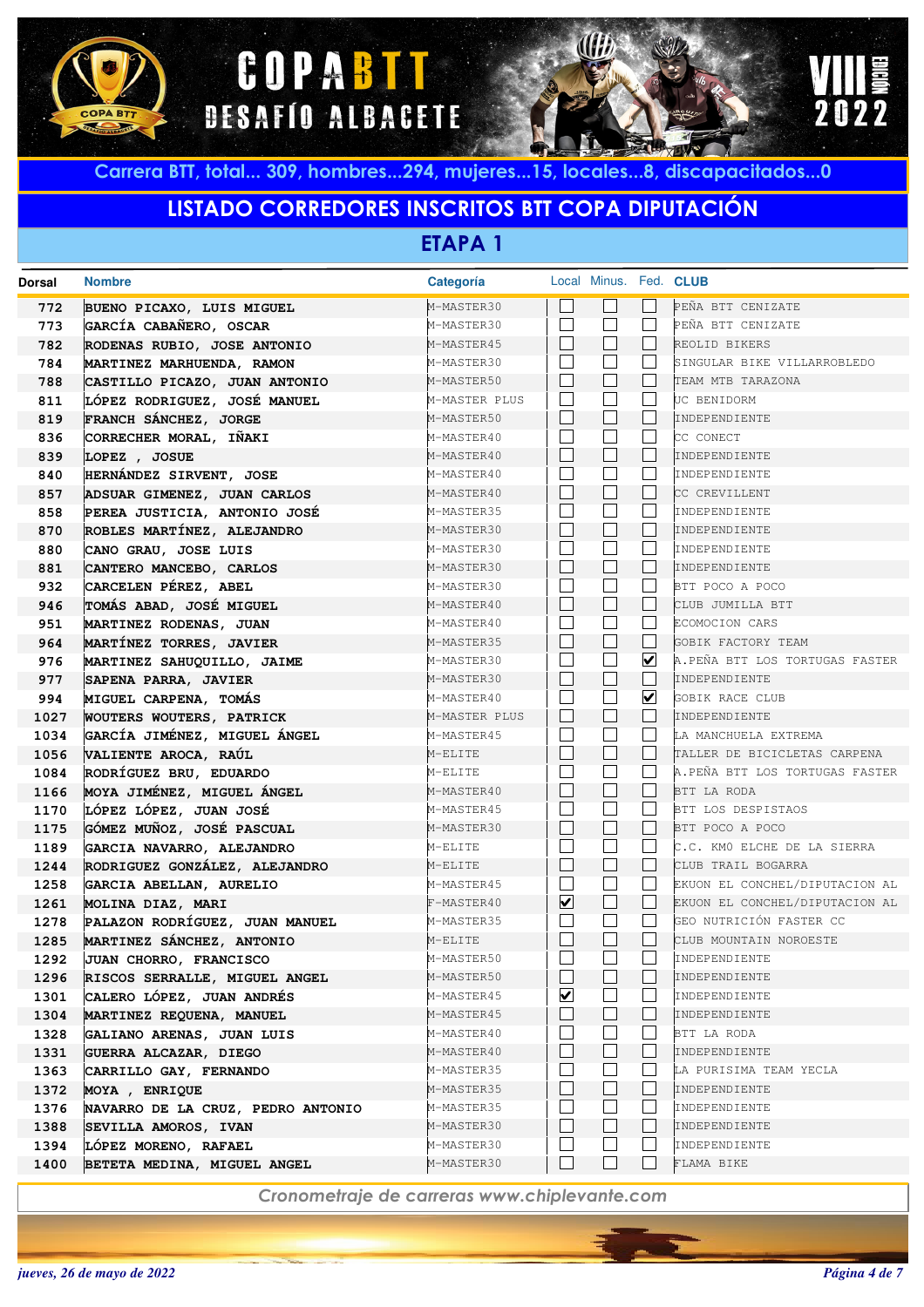Carrera BTT, total... 309, hombres...294, mujeres...15, locales...8, discapacitados...0

## LISTADO CORREDORES INSCRITOS BTT COPA DIPUTACIÓN

### ETAPA 1

| Dorsal | Nombre | Categoría | Local | Minus. | Fed. | CLUB |
|---|---|---|---|---|---|---|
| 772 | BUENO PICAXO, LUIS MIGUEL | M-MASTER30 | ☐ | ☐ | ☐ | PEÑA BTT CENIZATE |
| 773 | GARCÍA CABAÑERO, OSCAR | M-MASTER30 | ☐ | ☐ | ☐ | PEÑA BTT CENIZATE |
| 782 | RODENAS RUBIO, JOSE ANTONIO | M-MASTER45 | ☐ | ☐ | ☐ | REOLID BIKERS |
| 784 | MARTINEZ MARHUENDA, RAMON | M-MASTER30 | ☐ | ☐ | ☐ | SINGULAR BIKE VILLARROBLEDO |
| 788 | CASTILLO PICAZO, JUAN ANTONIO | M-MASTER50 | ☐ | ☐ | ☐ | TEAM MTB TARAZONA |
| 811 | LÓPEZ RODRIGUEZ, JOSÉ MANUEL | M-MASTER PLUS | ☐ | ☐ | ☐ | UC BENIDORM |
| 819 | FRANCH SÁNCHEZ, JORGE | M-MASTER50 | ☐ | ☐ | ☐ | INDEPENDIENTE |
| 836 | CORRECHER MORAL, IÑAKI | M-MASTER40 | ☐ | ☐ | ☐ | CC CONECT |
| 839 | LOPEZ , JOSUE | M-MASTER40 | ☐ | ☐ | ☐ | INDEPENDIENTE |
| 840 | HERNÁNDEZ SIRVENT, JOSE | M-MASTER40 | ☐ | ☐ | ☐ | INDEPENDIENTE |
| 857 | ADSUAR GIMENEZ, JUAN CARLOS | M-MASTER40 | ☐ | ☐ | ☐ | CC CREVILLENT |
| 858 | PEREA JUSTICIA, ANTONIO JOSÉ | M-MASTER35 | ☐ | ☐ | ☐ | INDEPENDIENTE |
| 870 | ROBLES MARTÍNEZ, ALEJANDRO | M-MASTER30 | ☐ | ☐ | ☐ | INDEPENDIENTE |
| 880 | CANO GRAU, JOSE LUIS | M-MASTER30 | ☐ | ☐ | ☐ | INDEPENDIENTE |
| 881 | CANTERO MANCEBO, CARLOS | M-MASTER30 | ☐ | ☐ | ☐ | INDEPENDIENTE |
| 932 | CARCELEN PÉREZ, ABEL | M-MASTER30 | ☐ | ☐ | ☐ | BTT POCO A POCO |
| 946 | TOMÁS ABAD, JOSÉ MIGUEL | M-MASTER40 | ☐ | ☐ | ☐ | CLUB JUMILLA BTT |
| 951 | MARTINEZ RODENAS, JUAN | M-MASTER40 | ☐ | ☐ | ☐ | ECOMOCION CARS |
| 964 | MARTÍNEZ TORRES, JAVIER | M-MASTER35 | ☐ | ☐ | ☐ | GOBIK FACTORY TEAM |
| 976 | MARTINEZ SAHUQUILLO, JAIME | M-MASTER30 | ☐ | ☐ | ☑ | A.PEÑA BTT LOS TORTUGAS FASTER |
| 977 | SAPENA PARRA, JAVIER | M-MASTER30 | ☐ | ☐ | ☐ | INDEPENDIENTE |
| 994 | MIGUEL CARPENA, TOMÁS | M-MASTER40 | ☐ | ☐ | ☑ | GOBIK RACE CLUB |
| 1027 | WOUTERS WOUTERS, PATRICK | M-MASTER PLUS | ☐ | ☐ | ☐ | INDEPENDIENTE |
| 1034 | GARCÍA JIMÉNEZ, MIGUEL ÁNGEL | M-MASTER45 | ☐ | ☐ | ☐ | LA MANCHUELA EXTREMA |
| 1056 | VALIENTE AROCA, RAÚL | M-ELITE | ☐ | ☐ | ☐ | TALLER DE BICICLETAS CARPENA |
| 1084 | RODRÍGUEZ BRU, EDUARDO | M-ELITE | ☐ | ☐ | ☐ | A.PEÑA BTT LOS TORTUGAS FASTER |
| 1166 | MOYA JIMÉNEZ, MIGUEL ÁNGEL | M-MASTER40 | ☐ | ☐ | ☐ | BTT LA RODA |
| 1170 | LÓPEZ LÓPEZ, JUAN JOSÉ | M-MASTER45 | ☐ | ☐ | ☐ | BTT LOS DESPISTAOS |
| 1175 | GÓMEZ MUÑOZ, JOSÉ PASCUAL | M-MASTER30 | ☐ | ☐ | ☐ | BTT POCO A POCO |
| 1189 | GARCIA NAVARRO, ALEJANDRO | M-ELITE | ☐ | ☐ | ☐ | C.C. KM0 ELCHE DE LA SIERRA |
| 1244 | RODRIGUEZ GONZÁLEZ, ALEJANDRO | M-ELITE | ☐ | ☐ | ☐ | CLUB TRAIL BOGARRA |
| 1258 | GARCIA ABELLAN, AURELIO | M-MASTER45 | ☐ | ☐ | ☐ | EKUON EL CONCHEL/DIPUTACION AL |
| 1261 | MOLINA DIAZ, MARI | F-MASTER40 | ☑ | ☐ | ☐ | EKUON EL CONCHEL/DIPUTACION AL |
| 1278 | PALAZON RODRÍGUEZ, JUAN MANUEL | M-MASTER35 | ☐ | ☐ | ☐ | GEO NUTRICIÓN FASTER CC |
| 1285 | MARTINEZ SÁNCHEZ, ANTONIO | M-ELITE | ☐ | ☐ | ☐ | CLUB MOUNTAIN NOROESTE |
| 1292 | JUAN CHORRO, FRANCISCO | M-MASTER50 | ☐ | ☐ | ☐ | INDEPENDIENTE |
| 1296 | RISCOS SERRALLE, MIGUEL ANGEL | M-MASTER50 | ☐ | ☐ | ☐ | INDEPENDIENTE |
| 1301 | CALERO LÓPEZ, JUAN ANDRÉS | M-MASTER45 | ☑ | ☐ | ☐ | INDEPENDIENTE |
| 1304 | MARTINEZ REQUENA, MANUEL | M-MASTER45 | ☐ | ☐ | ☐ | INDEPENDIENTE |
| 1328 | GALIANO ARENAS, JUAN LUIS | M-MASTER40 | ☐ | ☐ | ☐ | BTT LA RODA |
| 1331 | GUERRA ALCAZAR, DIEGO | M-MASTER40 | ☐ | ☐ | ☐ | INDEPENDIENTE |
| 1363 | CARRILLO GAY, FERNANDO | M-MASTER35 | ☐ | ☐ | ☐ | LA PURISIMA TEAM YECLA |
| 1372 | MOYA , ENRIQUE | M-MASTER35 | ☐ | ☐ | ☐ | INDEPENDIENTE |
| 1376 | NAVARRO DE LA CRUZ, PEDRO ANTONIO | M-MASTER35 | ☐ | ☐ | ☐ | INDEPENDIENTE |
| 1388 | SEVILLA AMOROS, IVAN | M-MASTER30 | ☐ | ☐ | ☐ | INDEPENDIENTE |
| 1394 | LÓPEZ MORENO, RAFAEL | M-MASTER30 | ☐ | ☐ | ☐ | INDEPENDIENTE |
| 1400 | BETETA MEDINA, MIGUEL ANGEL | M-MASTER30 | ☐ | ☐ | ☐ | FLAMA BIKE |

*Cronometraje de carreras www.chiplevante.com*

*jueves, 26 de mayo de 2022*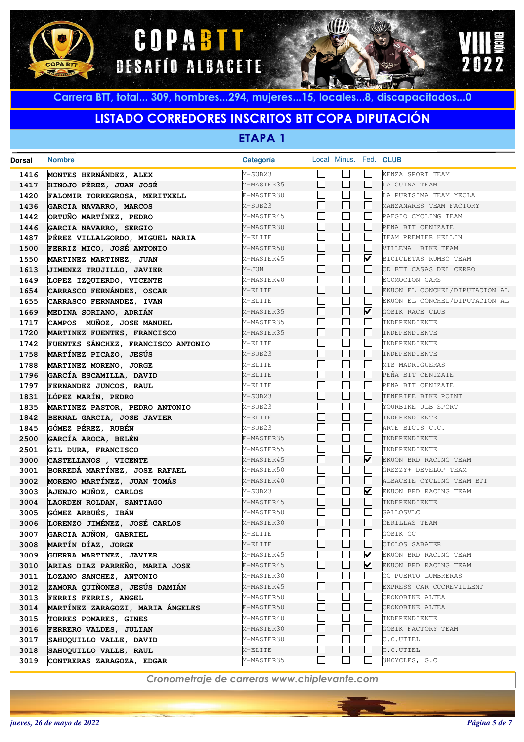# COPA BTT DESAFÍO ALBACETE

VIII EDICIÓN 2022

**Carrera BTT, total... 309, hombres...294, mujeres...15, locales...8, discapacitados...0**

## LISTADO CORREDORES INSCRITOS BTT COPA DIPUTACIÓN

### ETAPA 1

| Dorsal | Nombre | Categoría | Local | Minus. | Fed. | CLUB |
|---|---|---|---|---|---|---|
| 1416 | MONTES HERNÁNDEZ, ALEX | M-SUB23 | ☐ | ☐ | ☐ | KENZA SPORT TEAM |
| 1417 | HINOJO PÉREZ, JUAN JOSÉ | M-MASTER35 | ☐ | ☐ | ☐ | LA CUINA TEAM |
| 1420 | FALOMIR TORREGROSA, MERITXELL | F-MASTER30 | ☐ | ☐ | ☐ | LA PURISIMA TEAM YECLA |
| 1436 | GARCIA NAVARRO, MARCOS | M-SUB23 | ☐ | ☐ | ☐ | MANZANARES TEAM FACTORY |
| 1442 | ORTUÑO MARTÍNEZ, PEDRO | M-MASTER45 | ☐ | ☐ | ☐ | PAFGIO CYCLING TEAM |
| 1446 | GARCIA NAVARRO, SERGIO | M-MASTER30 | ☐ | ☐ | ☐ | PEÑA BTT CENIZATE |
| 1487 | PÉREZ VILLALGORDO, MIGUEL MARIA | M-ELITE | ☐ | ☐ | ☐ | TEAM PREMIER HELLIN |
| 1500 | FERRIZ MICO, JOSÉ ANTONIO | M-MASTER50 | ☐ | ☐ | ☐ | VILLENA BIKE TEAM |
| 1550 | MARTINEZ MARTINEZ, JUAN | M-MASTER45 | ☐ | ☐ | ☑ | BICICLETAS RUMBO TEAM |
| 1613 | JIMENEZ TRUJILLO, JAVIER | M-JUN | ☐ | ☐ | ☐ | CD BTT CASAS DEL CERRO |
| 1649 | LOPEZ IZQUIERDO, VICENTE | M-MASTER40 | ☐ | ☐ | ☐ | ECOMOCION CARS |
| 1654 | CARRASCO FERNÁNDEZ, OSCAR | M-ELITE | ☐ | ☐ | ☐ | EKUON EL CONCHEL/DIPUTACION AL |
| 1655 | CARRASCO FERNANDEZ, IVAN | M-ELITE | ☐ | ☐ | ☐ | EKUON EL CONCHEL/DIPUTACION AL |
| 1669 | MEDINA SORIANO, ADRIÁN | M-MASTER35 | ☐ | ☐ | ☑ | GOBIK RACE CLUB |
| 1717 | CAMPOS MUÑOZ, JOSE MANUEL | M-MASTER35 | ☐ | ☐ | ☐ | INDEPENDIENTE |
| 1720 | MARTINEZ FUENTES, FRANCISCO | M-MASTER35 | ☐ | ☐ | ☐ | INDEPENDIENTE |
| 1742 | FUENTES SÁNCHEZ, FRANCISCO ANTONIO | M-ELITE | ☐ | ☐ | ☐ | INDEPENDIENTE |
| 1758 | MARTÍNEZ PICAZO, JESÚS | M-SUB23 | ☐ | ☐ | ☐ | INDEPENDIENTE |
| 1788 | MARTINEZ MORENO, JORGE | M-ELITE | ☐ | ☐ | ☐ | MTB MADRIGUERAS |
| 1796 | GARCÍA ESCAMILLA, DAVID | M-ELITE | ☐ | ☐ | ☐ | PEÑA BTT CENIZATE |
| 1797 | FERNANDEZ JUNCOS, RAUL | M-ELITE | ☐ | ☐ | ☐ | PEÑA BTT CENIZATE |
| 1831 | LÓPEZ MARÍN, PEDRO | M-SUB23 | ☐ | ☐ | ☐ | TENERIFE BIKE POINT |
| 1835 | MARTINEZ PASTOR, PEDRO ANTONIO | M-SUB23 | ☐ | ☐ | ☐ | YOURBIKE ULB SPORT |
| 1842 | BERNAL GARCIA, JOSE JAVIER | M-ELITE | ☐ | ☐ | ☐ | INDEPENDIENTE |
| 1845 | GÓMEZ PÉREZ, RUBÉN | M-SUB23 | ☐ | ☐ | ☐ | ARTE BICIS C.C. |
| 2500 | GARCÍA AROCA, BELÉN | F-MASTER35 | ☐ | ☐ | ☐ | INDEPENDIENTE |
| 2501 | GIL DURA, FRANCISCO | M-MASTER55 | ☐ | ☐ | ☐ | INDEPENDIENTE |
| 3000 | CASTELLANOS , VICENTE | M-MASTER45 | ☐ | ☐ | ☑ | EKUON BRD RACING TEAM |
| 3001 | BORREDÁ MARTÍNEZ, JOSE RAFAEL | M-MASTER50 | ☐ | ☐ | ☐ | GREZZY+ DEVELOP TEAM |
| 3002 | MORENO MARTÍNEZ, JUAN TOMÁS | M-MASTER40 | ☐ | ☐ | ☐ | ALBACETE CYCLING TEAM BTT |
| 3003 | AJENJO MUÑOZ, CARLOS | M-SUB23 | ☐ | ☐ | ☑ | EKUON BRD RACING TEAM |
| 3004 | LAORDEN ROLDAN, SANTIAGO | M-MASTER45 | ☐ | ☐ | ☐ | INDEPENDIENTE |
| 3005 | GÓMEZ ARBUÉS, IBÁN | M-MASTER50 | ☐ | ☐ | ☐ | GALLOSVLC |
| 3006 | LORENZO JIMÉNEZ, JOSÉ CARLOS | M-MASTER30 | ☐ | ☐ | ☐ | CERILLAS TEAM |
| 3007 | GARCIA AUÑON, GABRIEL | M-ELITE | ☐ | ☐ | ☐ | GOBIK CC |
| 3008 | MARTÍN DÍAZ, JORGE | M-ELITE | ☐ | ☐ | ☐ | CICLOS SABATER |
| 3009 | GUERRA MARTINEZ, JAVIER | M-MASTER45 | ☐ | ☐ | ☑ | EKUON BRD RACING TEAM |
| 3010 | ARIAS DIAZ PARREÑO, MARIA JOSE | F-MASTER45 | ☐ | ☐ | ☑ | EKUON BRD RACING TEAM |
| 3011 | LOZANO SANCHEZ, ANTONIO | M-MASTER30 | ☐ | ☐ | ☐ | CC PUERTO LUMBRERAS |
| 3012 | ZAMORA QUIÑONES, JESÚS DAMIÁN | M-MASTER45 | ☐ | ☐ | ☐ | EXPRESS CAR CCCREVILLENT |
| 3013 | FERRIS FERRIS, ANGEL | M-MASTER50 | ☐ | ☐ | ☐ | CRONOBIKE ALTEA |
| 3014 | MARTÍNEZ ZARAGOZI, MARIA ÁNGELES | F-MASTER50 | ☐ | ☐ | ☐ | CRONOBIKE ALTEA |
| 3015 | TORRES POMARES, GINES | M-MASTER40 | ☐ | ☐ | ☐ | INDEPENDIENTE |
| 3016 | FERRERO VALDES, JULIAN | M-MASTER30 | ☐ | ☐ | ☐ | GOBIK FACTORY TEAM |
| 3017 | SAHUQUILLO VALLE, DAVID | M-MASTER30 | ☐ | ☐ | ☐ | C.C.UTIEL |
| 3018 | SAHUQUILLO VALLE, RAUL | M-ELITE | ☐ | ☐ | ☐ | C.C.UTIEL |
| 3019 | CONTRERAS ZARAGOZA, EDGAR | M-MASTER35 | ☐ | ☐ | ☐ | 3HCYCLES, G.C |

*Cronometraje de carreras www.chiplevante.com*

*jueves, 26 de mayo de 2022*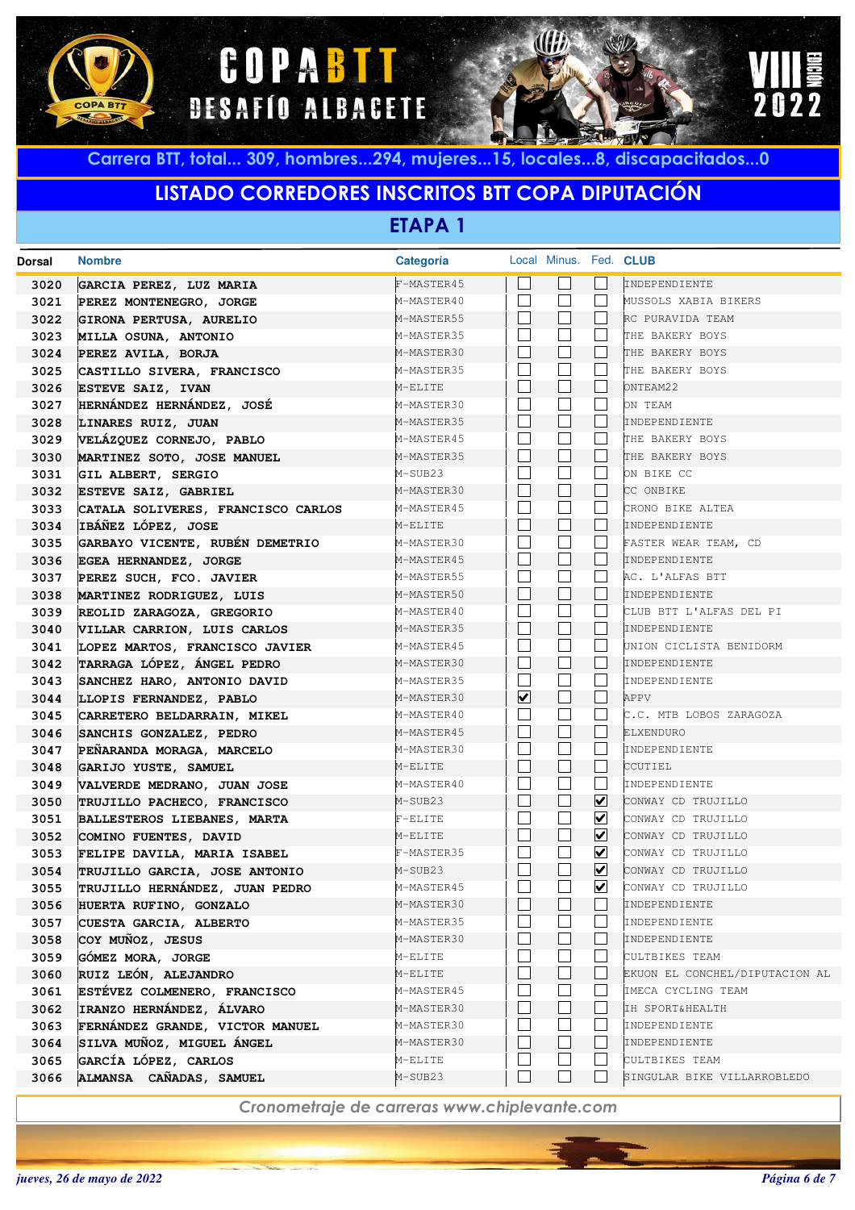# COPA BTT DESAFÍO ALBACETE

VIII EDICIÓN 2022

Carrera BTT, total... 309, hombres...294, mujeres...15, locales...8, discapacitados...0

## LISTADO CORREDORES INSCRITOS BTT COPA DIPUTACIÓN

### ETAPA 1

| Dorsal | Nombre | Categoría | Local | Minus. | Fed. | CLUB |
|---|---|---|---|---|---|---|
| 3020 | GARCIA PEREZ, LUZ MARIA | F-MASTER45 | ☐ | ☐ | ☐ | INDEPENDIENTE |
| 3021 | PEREZ MONTENEGRO, JORGE | M-MASTER40 | ☐ | ☐ | ☐ | MUSSOLS XABIA BIKERS |
| 3022 | GIRONA PERTUSA, AURELIO | M-MASTER55 | ☐ | ☐ | ☐ | RC PURAVIDA TEAM |
| 3023 | MILLA OSUNA, ANTONIO | M-MASTER35 | ☐ | ☐ | ☐ | THE BAKERY BOYS |
| 3024 | PEREZ AVILA, BORJA | M-MASTER30 | ☐ | ☐ | ☐ | THE BAKERY BOYS |
| 3025 | CASTILLO SIVERA, FRANCISCO | M-MASTER35 | ☐ | ☐ | ☐ | THE BAKERY BOYS |
| 3026 | ESTEVE SAIZ, IVAN | M-ELITE | ☐ | ☐ | ☐ | ONTEAM22 |
| 3027 | HERNÁNDEZ HERNÁNDEZ, JOSÉ | M-MASTER30 | ☐ | ☐ | ☐ | ON TEAM |
| 3028 | LINARES RUIZ, JUAN | M-MASTER35 | ☐ | ☐ | ☐ | INDEPENDIENTE |
| 3029 | VELÁZQUEZ CORNEJO, PABLO | M-MASTER45 | ☐ | ☐ | ☐ | THE BAKERY BOYS |
| 3030 | MARTINEZ SOTO, JOSE MANUEL | M-MASTER35 | ☐ | ☐ | ☐ | THE BAKERY BOYS |
| 3031 | GIL ALBERT, SERGIO | M-SUB23 | ☐ | ☐ | ☐ | ON BIKE CC |
| 3032 | ESTEVE SAIZ, GABRIEL | M-MASTER30 | ☐ | ☐ | ☐ | CC ONBIKE |
| 3033 | CATALA SOLIVERES, FRANCISCO CARLOS | M-MASTER45 | ☐ | ☐ | ☐ | CRONO BIKE ALTEA |
| 3034 | IBÁÑEZ LÓPEZ, JOSE | M-ELITE | ☐ | ☐ | ☐ | INDEPENDIENTE |
| 3035 | GARBAYO VICENTE, RUBÉN DEMETRIO | M-MASTER30 | ☐ | ☐ | ☐ | FASTER WEAR TEAM, CD |
| 3036 | EGEA HERNANDEZ, JORGE | M-MASTER45 | ☐ | ☐ | ☐ | INDEPENDIENTE |
| 3037 | PEREZ SUCH, FCO. JAVIER | M-MASTER55 | ☐ | ☐ | ☐ | AC. L'ALFAS BTT |
| 3038 | MARTINEZ RODRIGUEZ, LUIS | M-MASTER50 | ☐ | ☐ | ☐ | INDEPENDIENTE |
| 3039 | REOLID ZARAGOZA, GREGORIO | M-MASTER40 | ☐ | ☐ | ☐ | CLUB BTT L'ALFAS DEL PI |
| 3040 | VILLAR CARRION, LUIS CARLOS | M-MASTER35 | ☐ | ☐ | ☐ | INDEPENDIENTE |
| 3041 | LOPEZ MARTOS, FRANCISCO JAVIER | M-MASTER45 | ☐ | ☐ | ☐ | UNION CICLISTA BENIDORM |
| 3042 | TARRAGA LÓPEZ, ÁNGEL PEDRO | M-MASTER30 | ☐ | ☐ | ☐ | INDEPENDIENTE |
| 3043 | SANCHEZ HARO, ANTONIO DAVID | M-MASTER35 | ☐ | ☐ | ☐ | INDEPENDIENTE |
| 3044 | LLOPIS FERNANDEZ, PABLO | M-MASTER30 | ☑ | ☐ | ☐ | APPV |
| 3045 | CARRETERO BELDARRAIN, MIKEL | M-MASTER40 | ☐ | ☐ | ☐ | C.C. MTB LOBOS ZARAGOZA |
| 3046 | SANCHIS GONZALEZ, PEDRO | M-MASTER45 | ☐ | ☐ | ☐ | ELXENDURO |
| 3047 | PEÑARANDA MORAGA, MARCELO | M-MASTER30 | ☐ | ☐ | ☐ | INDEPENDIENTE |
| 3048 | GARIJO YUSTE, SAMUEL | M-ELITE | ☐ | ☐ | ☐ | CCUTIEL |
| 3049 | VALVERDE MEDRANO, JUAN JOSE | M-MASTER40 | ☐ | ☐ | ☐ | INDEPENDIENTE |
| 3050 | TRUJILLO PACHECO, FRANCISCO | M-SUB23 | ☐ | ☐ | ☑ | CONWAY CD TRUJILLO |
| 3051 | BALLESTEROS LIEBANES, MARTA | F-ELITE | ☐ | ☐ | ☑ | CONWAY CD TRUJILLO |
| 3052 | COMINO FUENTES, DAVID | M-ELITE | ☐ | ☐ | ☑ | CONWAY CD TRUJILLO |
| 3053 | FELIPE DAVILA, MARIA ISABEL | F-MASTER35 | ☐ | ☐ | ☑ | CONWAY CD TRUJILLO |
| 3054 | TRUJILLO GARCIA, JOSE ANTONIO | M-SUB23 | ☐ | ☐ | ☑ | CONWAY CD TRUJILLO |
| 3055 | TRUJILLO HERNÁNDEZ, JUAN PEDRO | M-MASTER45 | ☐ | ☐ | ☑ | CONWAY CD TRUJILLO |
| 3056 | HUERTA RUFINO, GONZALO | M-MASTER30 | ☐ | ☐ | ☐ | INDEPENDIENTE |
| 3057 | CUESTA GARCIA, ALBERTO | M-MASTER35 | ☐ | ☐ | ☐ | INDEPENDIENTE |
| 3058 | COY MUÑOZ, JESUS | M-MASTER30 | ☐ | ☐ | ☐ | INDEPENDIENTE |
| 3059 | GÓMEZ MORA, JORGE | M-ELITE | ☐ | ☐ | ☐ | CULTBIKES TEAM |
| 3060 | RUIZ LEÓN, ALEJANDRO | M-ELITE | ☐ | ☐ | ☐ | EKUON EL CONCHEL/DIPUTACION AL |
| 3061 | ESTÉVEZ COLMENERO, FRANCISCO | M-MASTER45 | ☐ | ☐ | ☐ | IMECA CYCLING TEAM |
| 3062 | IRANZO HERNÁNDEZ, ÁLVARO | M-MASTER30 | ☐ | ☐ | ☐ | IH SPORT&HEALTH |
| 3063 | FERNÁNDEZ GRANDE, VICTOR MANUEL | M-MASTER30 | ☐ | ☐ | ☐ | INDEPENDIENTE |
| 3064 | SILVA MUÑOZ, MIGUEL ÁNGEL | M-MASTER30 | ☐ | ☐ | ☐ | INDEPENDIENTE |
| 3065 | GARCÍA LÓPEZ, CARLOS | M-ELITE | ☐ | ☐ | ☐ | CULTBIKES TEAM |
| 3066 | ALMANSA CAÑADAS, SAMUEL | M-SUB23 | ☐ | ☐ | ☐ | SINGULAR BIKE VILLARROBLEDO |

*Cronometraje de carreras www.chiplevante.com*

*jueves, 26 de mayo de 2022*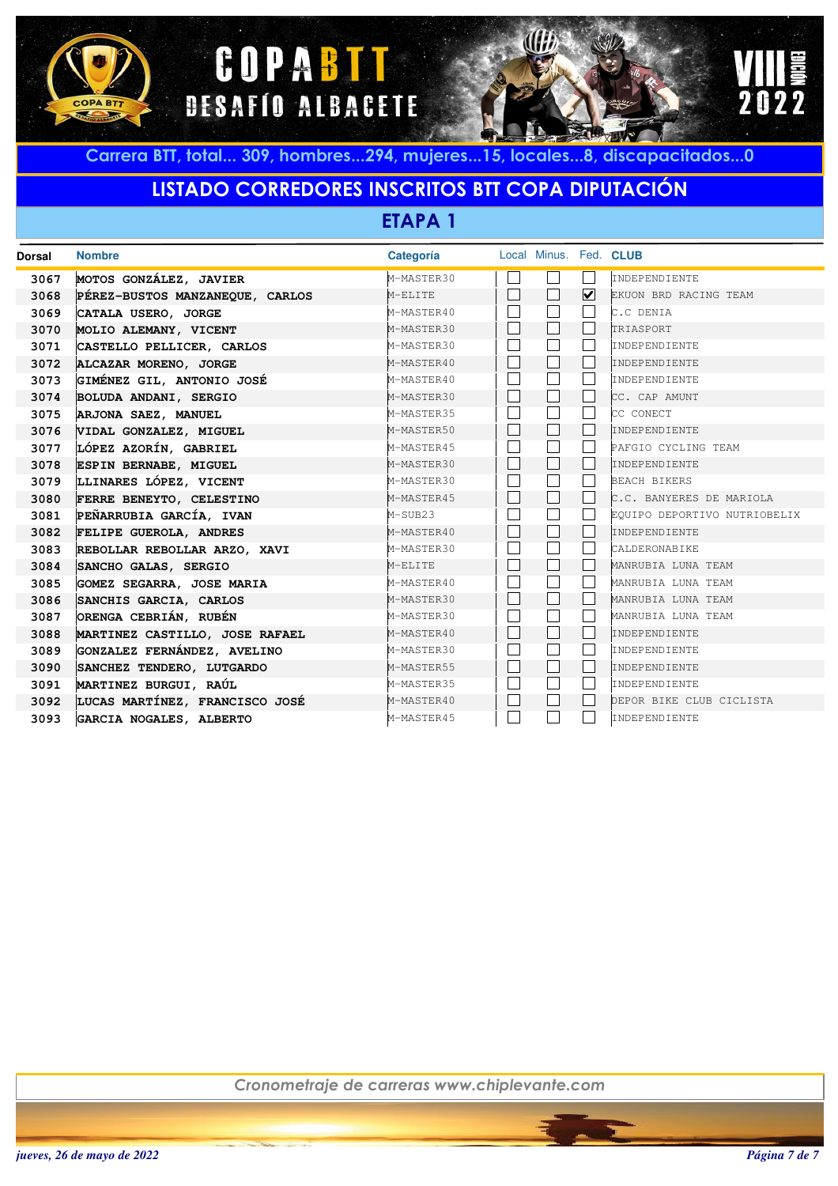Carrera BTT, total... 309, hombres...294, mujeres...15, locales...8, discapacitados...0

## LISTADO CORREDORES INSCRITOS BTT COPA DIPUTACIÓN

### ETAPA 1

| Dorsal | Nombre | Categoría | Local | Minus. | Fed. | CLUB |
|---|---|---|---|---|---|---|
| 3067 | MOTOS GONZÁLEZ, JAVIER | M-MASTER30 | ☐ | ☐ | ☐ | INDEPENDIENTE |
| 3068 | PÉREZ-BUSTOS MANZANEQUE, CARLOS | M-ELITE | ☐ | ☐ | ☑ | EKUON BRD RACING TEAM |
| 3069 | CATALA USERO, JORGE | M-MASTER40 | ☐ | ☐ | ☐ | C.C DENIA |
| 3070 | MOLIO ALEMANY, VICENT | M-MASTER30 | ☐ | ☐ | ☐ | TRIASPORT |
| 3071 | CASTELLO PELLICER, CARLOS | M-MASTER30 | ☐ | ☐ | ☐ | INDEPENDIENTE |
| 3072 | ALCAZAR MORENO, JORGE | M-MASTER40 | ☐ | ☐ | ☐ | INDEPENDIENTE |
| 3073 | GIMÉNEZ GIL, ANTONIO JOSÉ | M-MASTER40 | ☐ | ☐ | ☐ | INDEPENDIENTE |
| 3074 | BOLUDA ANDANI, SERGIO | M-MASTER30 | ☐ | ☐ | ☐ | CC. CAP AMUNT |
| 3075 | ARJONA SAEZ, MANUEL | M-MASTER35 | ☐ | ☐ | ☐ | CC CONECT |
| 3076 | VIDAL GONZALEZ, MIGUEL | M-MASTER50 | ☐ | ☐ | ☐ | INDEPENDIENTE |
| 3077 | LÓPEZ AZORÍN, GABRIEL | M-MASTER45 | ☐ | ☐ | ☐ | PAFGIO CYCLING TEAM |
| 3078 | ESPIN BERNABE, MIGUEL | M-MASTER30 | ☐ | ☐ | ☐ | INDEPENDIENTE |
| 3079 | LLINARES LÓPEZ, VICENT | M-MASTER30 | ☐ | ☐ | ☐ | BEACH BIKERS |
| 3080 | FERRE BENEYTO, CELESTINO | M-MASTER45 | ☐ | ☐ | ☐ | C.C. BANYERES DE MARIOLA |
| 3081 | PEÑARRUBIA GARCÍA, IVAN | M-SUB23 | ☐ | ☐ | ☐ | EQUIPO DEPORTIVO NUTRIOBELIX |
| 3082 | FELIPE GUEROLA, ANDRES | M-MASTER40 | ☐ | ☐ | ☐ | INDEPENDIENTE |
| 3083 | REBOLLAR REBOLLAR ARZO, XAVI | M-MASTER30 | ☐ | ☐ | ☐ | CALDERONABIKE |
| 3084 | SANCHO GALAS, SERGIO | M-ELITE | ☐ | ☐ | ☐ | MANRUBIA LUNA TEAM |
| 3085 | GOMEZ SEGARRA, JOSE MARIA | M-MASTER40 | ☐ | ☐ | ☐ | MANRUBIA LUNA TEAM |
| 3086 | SANCHIS GARCIA, CARLOS | M-MASTER30 | ☐ | ☐ | ☐ | MANRUBIA LUNA TEAM |
| 3087 | ORENGA CEBRIÁN, RUBÉN | M-MASTER30 | ☐ | ☐ | ☐ | MANRUBIA LUNA TEAM |
| 3088 | MARTINEZ CASTILLO, JOSE RAFAEL | M-MASTER40 | ☐ | ☐ | ☐ | INDEPENDIENTE |
| 3089 | GONZALEZ FERNÁNDEZ, AVELINO | M-MASTER30 | ☐ | ☐ | ☐ | INDEPENDIENTE |
| 3090 | SANCHEZ TENDERO, LUTGARDO | M-MASTER55 | ☐ | ☐ | ☐ | INDEPENDIENTE |
| 3091 | MARTINEZ BURGUI, RAÚL | M-MASTER35 | ☐ | ☐ | ☐ | INDEPENDIENTE |
| 3092 | LUCAS MARTÍNEZ, FRANCISCO JOSÉ | M-MASTER40 | ☐ | ☐ | ☐ | DEPOR BIKE CLUB CICLISTA |
| 3093 | GARCIA NOGALES, ALBERTO | M-MASTER45 | ☐ | ☐ | ☐ | INDEPENDIENTE |

*Cronometraje de carreras www.chiplevante.com*

*jueves, 26 de mayo de 2022*